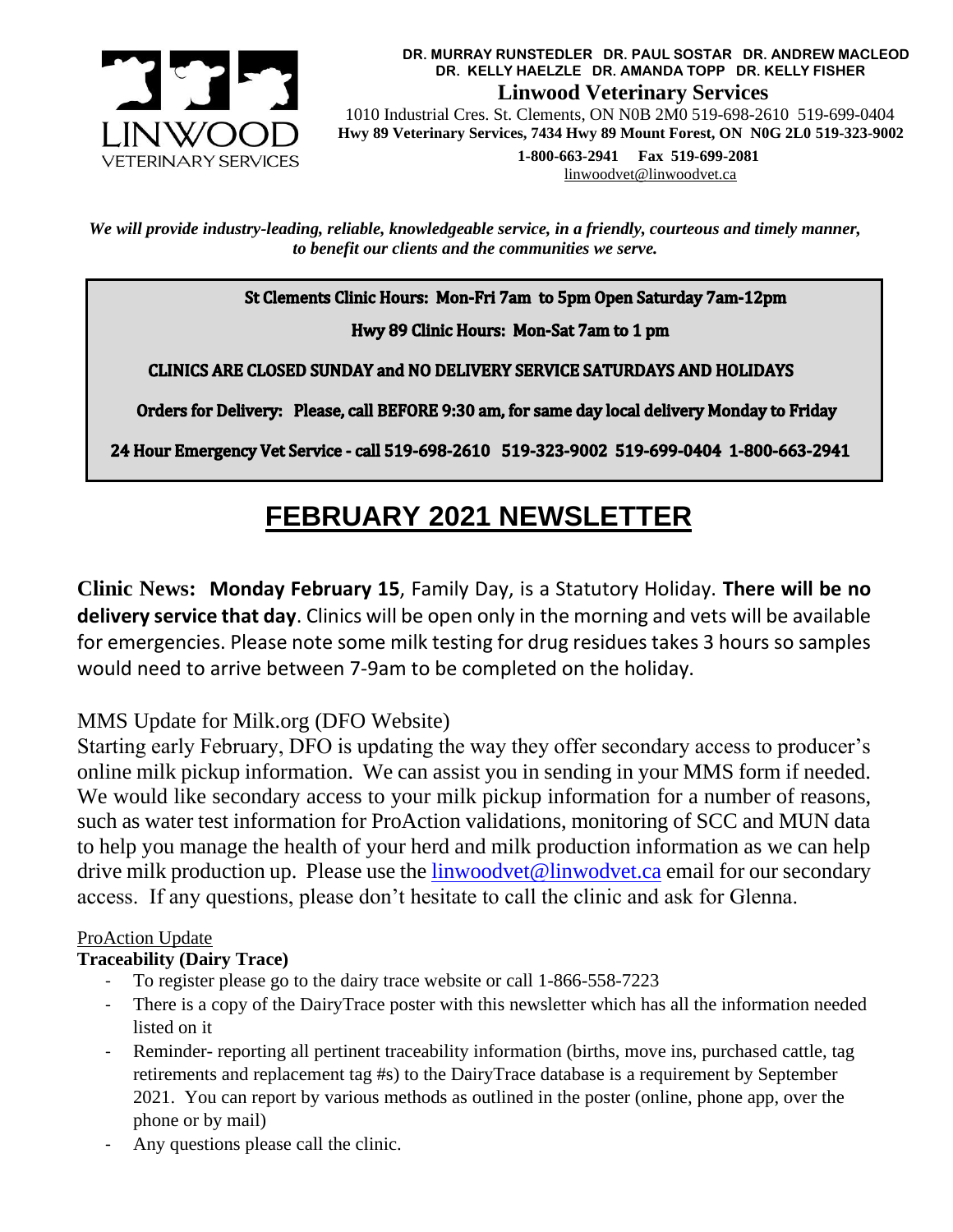**DR. MURRAY RUNSTEDLER DR. PAUL SOSTAR DR. ANDREW MACLEOD**
**DR. KELLY HAELZLE DR. AMANDA TOPP DR. KELLY FISHER**

**Linwood Veterinary Services**

1010 Industrial Cres. St. Clements, ON N0B 2M0 519-698-2610 519-699-0404
**Hwy 89 Veterinary Services, 7434 Hwy 89 Mount Forest, ON N0G 2L0 519-323-9002**
**1-800-663-2941 Fax 519-699-2081**
linwoodvet@linwoodvet.ca

***We will provide industry-leading, reliable, knowledgeable service, in a friendly, courteous and timely manner, to benefit our clients and the communities we serve.***

**St Clements Clinic Hours: Mon-Fri 7am to 5pm Open Saturday 7am-12pm**

**Hwy 89 Clinic Hours: Mon-Sat 7am to 1 pm**

**CLINICS ARE CLOSED SUNDAY and NO DELIVERY SERVICE SATURDAYS AND HOLIDAYS**

**Orders for Delivery: Please, call BEFORE 9:30 am, for same day local delivery Monday to Friday**

**24 Hour Emergency Vet Service - call 519-698-2610 519-323-9002 519-699-0404 1-800-663-2941**

# FEBRUARY 2021 NEWSLETTER

**Clinic News: Monday February 15**, Family Day, is a Statutory Holiday. **There will be no delivery service that day**. Clinics will be open only in the morning and vets will be available for emergencies. Please note some milk testing for drug residues takes 3 hours so samples would need to arrive between 7-9am to be completed on the holiday.

MMS Update for Milk.org (DFO Website)

Starting early February, DFO is updating the way they offer secondary access to producer's online milk pickup information. We can assist you in sending in your MMS form if needed. We would like secondary access to your milk pickup information for a number of reasons, such as water test information for ProAction validations, monitoring of SCC and MUN data to help you manage the health of your herd and milk production information as we can help drive milk production up. Please use the linwoodvet@linwodvet.ca email for our secondary access. If any questions, please don't hesitate to call the clinic and ask for Glenna.

ProAction Update

**Traceability (Dairy Trace)**

- To register please go to the dairy trace website or call 1-866-558-7223
- There is a copy of the DairyTrace poster with this newsletter which has all the information needed listed on it
- Reminder- reporting all pertinent traceability information (births, move ins, purchased cattle, tag retirements and replacement tag #s) to the DairyTrace database is a requirement by September 2021. You can report by various methods as outlined in the poster (online, phone app, over the phone or by mail)
- Any questions please call the clinic.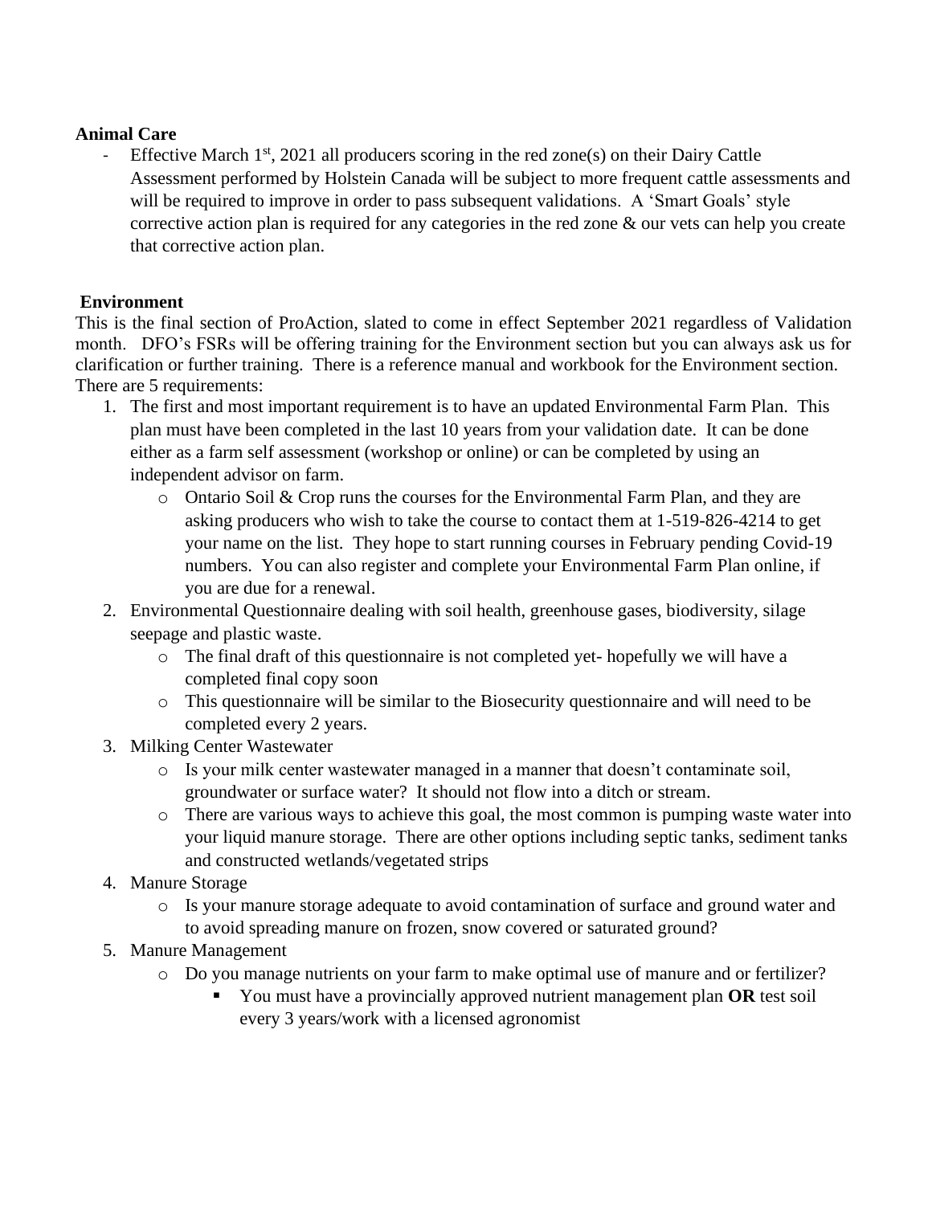**Animal Care**

- Effective March 1st, 2021 all producers scoring in the red zone(s) on their Dairy Cattle Assessment performed by Holstein Canada will be subject to more frequent cattle assessments and will be required to improve in order to pass subsequent validations. A 'Smart Goals' style corrective action plan is required for any categories in the red zone & our vets can help you create that corrective action plan.

**Environment**

This is the final section of ProAction, slated to come in effect September 2021 regardless of Validation month. DFO's FSRs will be offering training for the Environment section but you can always ask us for clarification or further training. There is a reference manual and workbook for the Environment section. There are 5 requirements:

1. The first and most important requirement is to have an updated Environmental Farm Plan. This plan must have been completed in the last 10 years from your validation date. It can be done either as a farm self assessment (workshop or online) or can be completed by using an independent advisor on farm.
   - Ontario Soil & Crop runs the courses for the Environmental Farm Plan, and they are asking producers who wish to take the course to contact them at 1-519-826-4214 to get your name on the list. They hope to start running courses in February pending Covid-19 numbers. You can also register and complete your Environmental Farm Plan online, if you are due for a renewal.
2. Environmental Questionnaire dealing with soil health, greenhouse gases, biodiversity, silage seepage and plastic waste.
   - The final draft of this questionnaire is not completed yet- hopefully we will have a completed final copy soon
   - This questionnaire will be similar to the Biosecurity questionnaire and will need to be completed every 2 years.
3. Milking Center Wastewater
   - Is your milk center wastewater managed in a manner that doesn't contaminate soil, groundwater or surface water? It should not flow into a ditch or stream.
   - There are various ways to achieve this goal, the most common is pumping waste water into your liquid manure storage. There are other options including septic tanks, sediment tanks and constructed wetlands/vegetated strips
4. Manure Storage
   - Is your manure storage adequate to avoid contamination of surface and ground water and to avoid spreading manure on frozen, snow covered or saturated ground?
5. Manure Management
   - Do you manage nutrients on your farm to make optimal use of manure and or fertilizer?
     - You must have a provincially approved nutrient management plan **OR** test soil every 3 years/work with a licensed agronomist